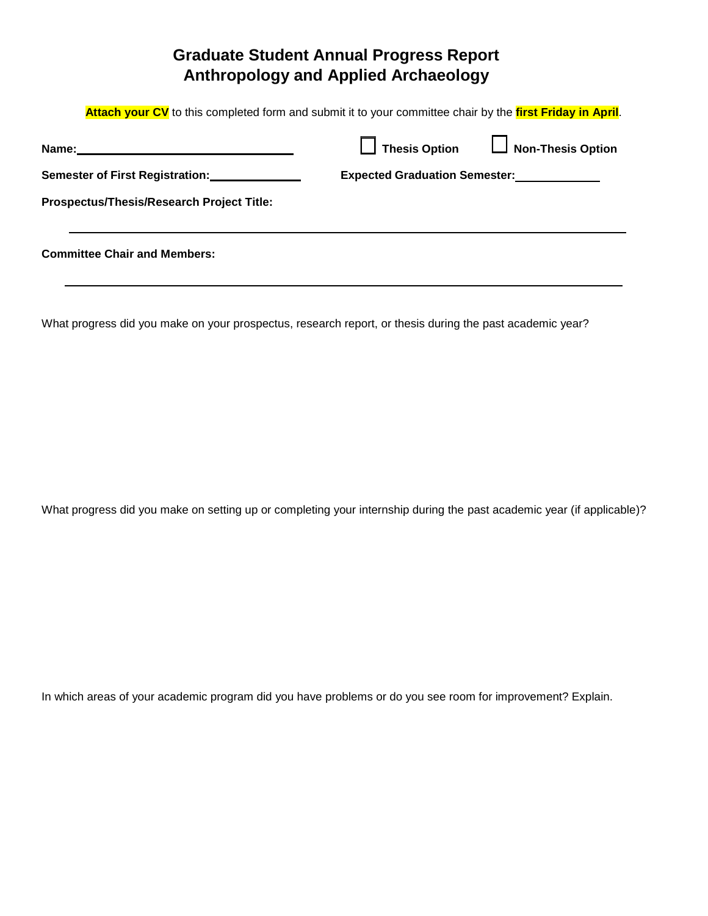# Graduate Student Annual Progress Report
## Anthropology and Applied Archaeology

**Attach your CV** to this completed form and submit it to your committee chair by the **first Friday in April**.

**Name:**\_\_\_\_\_\_\_\_\_\_\_\_\_\_\_\_\_\_\_\_\_\_\_\_\_\_\_\_\_\_ ☐ **Thesis Option** ☐ **Non-Thesis Option**

**Semester of First Registration:**\_\_\_\_\_\_\_\_\_\_\_\_ **Expected Graduation Semester:**\_\_\_\_\_\_\_\_\_\_\_\_

**Prospectus/Thesis/Research Project Title:**

\_\_\_\_\_\_\_\_\_\_\_\_\_\_\_\_\_\_\_\_\_\_\_\_\_\_\_\_\_\_\_\_\_\_\_\_\_\_\_\_\_\_\_\_\_\_\_\_\_\_\_\_\_\_\_\_\_\_\_\_\_\_\_\_\_\_\_\_

**Committee Chair and Members:**

\_\_\_\_\_\_\_\_\_\_\_\_\_\_\_\_\_\_\_\_\_\_\_\_\_\_\_\_\_\_\_\_\_\_\_\_\_\_\_\_\_\_\_\_\_\_\_\_\_\_\_\_\_\_\_\_\_\_\_\_\_\_\_\_\_\_\_\_

What progress did you make on your prospectus, research report, or thesis during the past academic year?

What progress did you make on setting up or completing your internship during the past academic year (if applicable)?

In which areas of your academic program did you have problems or do you see room for improvement? Explain.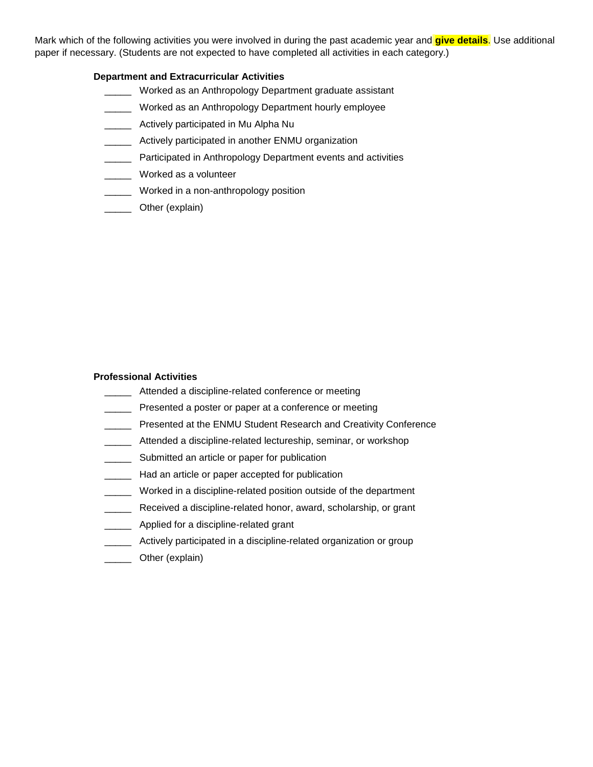Mark which of the following activities you were involved in during the past academic year and **give details**. Use additional paper if necessary. (Students are not expected to have completed all activities in each category.)

**Department and Extracurricular Activities**

_____ Worked as an Anthropology Department graduate assistant

_____ Worked as an Anthropology Department hourly employee

_____ Actively participated in Mu Alpha Nu

_____ Actively participated in another ENMU organization

_____ Participated in Anthropology Department events and activities

_____ Worked as a volunteer

_____ Worked in a non-anthropology position

_____ Other (explain)

**Professional Activities**

_____ Attended a discipline-related conference or meeting

_____ Presented a poster or paper at a conference or meeting

_____ Presented at the ENMU Student Research and Creativity Conference

_____ Attended a discipline-related lectureship, seminar, or workshop

_____ Submitted an article or paper for publication

_____ Had an article or paper accepted for publication

_____ Worked in a discipline-related position outside of the department

_____ Received a discipline-related honor, award, scholarship, or grant

_____ Applied for a discipline-related grant

_____ Actively participated in a discipline-related organization or group

_____ Other (explain)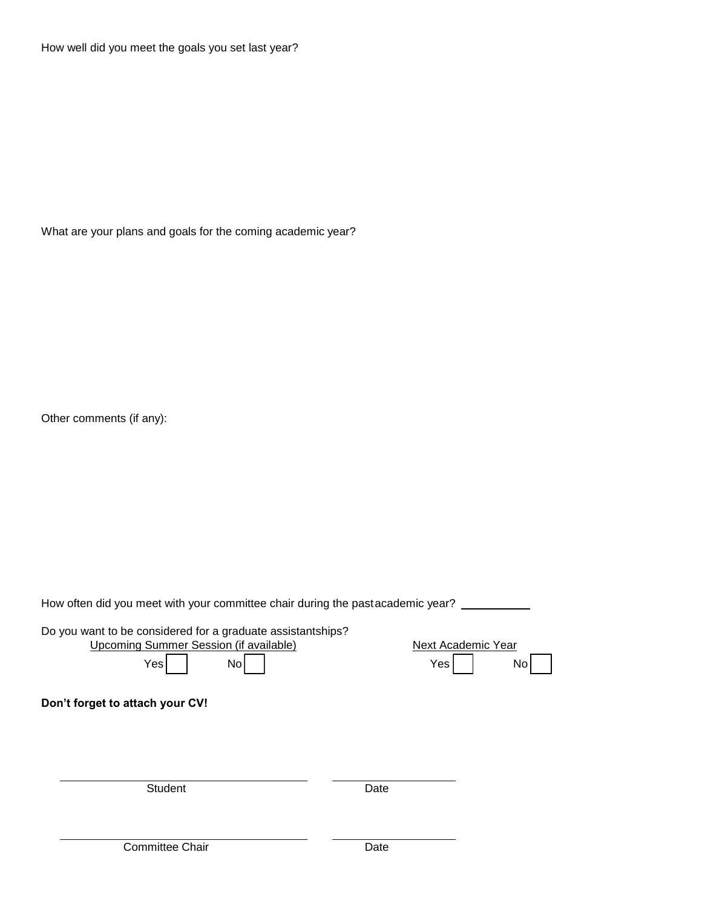How well did you meet the goals you set last year?

What are your plans and goals for the coming academic year?

Other comments (if any):

How often did you meet with your committee chair during the past academic year? \_\_\_\_\_\_\_\_\_\_

Do you want to be considered for a graduate assistantships?

| Upcoming Summer Session (if available) | | Next Academic Year | |
| --- | --- | --- | --- |
| Yes ☐ | No ☐ | Yes ☐ | No ☐ |

**Don't forget to attach your CV!**

\_\_\_\_\_\_\_\_\_\_\_\_\_\_\_\_\_\_\_\_\_\_\_\_\_\_\_\_\_\_ \_\_\_\_\_\_\_\_\_\_\_\_\_\_\_

Student Date

\_\_\_\_\_\_\_\_\_\_\_\_\_\_\_\_\_\_\_\_\_\_\_\_\_\_\_\_\_\_ \_\_\_\_\_\_\_\_\_\_\_\_\_\_\_

Committee Chair Date